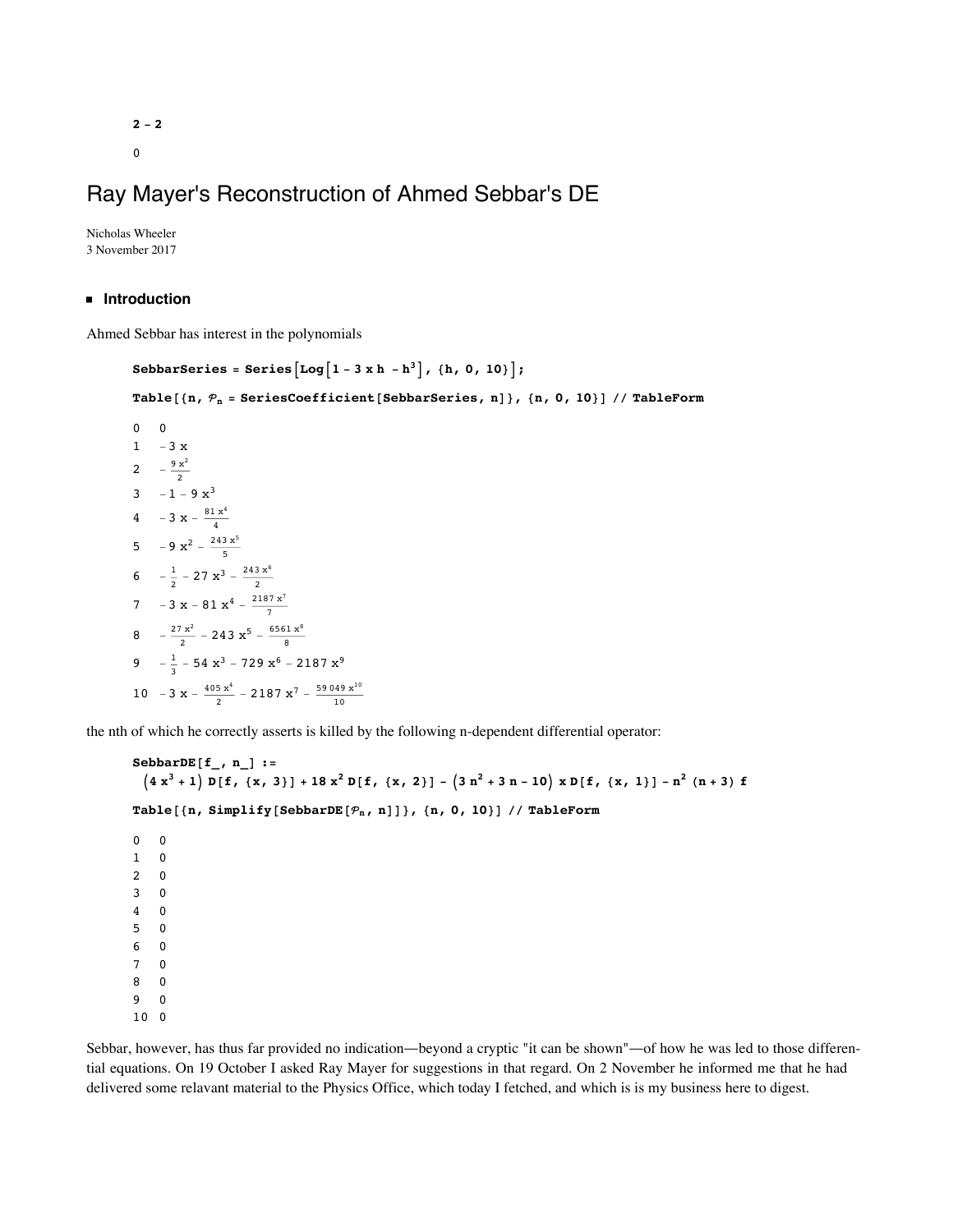```
2 - 2
```

0

# Ray Mayer's Reconstruction of Ahmed Sebbar's DE

Nicholas Wheeler
3 November 2017

## Introduction

Ahmed Sebbar has interest in the polynomials

```
SebbarSeries = Series[Log[1 - 3 x h - h^3], {h, 0, 10}];

Table[{n, 𝒫n = SeriesCoefficient[SebbarSeries, n]}, {n, 0, 10}] // TableForm
```

| | |
|---|---|
| 0 | $0$ |
| 1 | $-3x$ |
| 2 | $-\frac{9x^2}{2}$ |
| 3 | $-1-9x^3$ |
| 4 | $-3x-\frac{81x^4}{4}$ |
| 5 | $-9x^2-\frac{243x^5}{5}$ |
| 6 | $-\frac{1}{2}-27x^3-\frac{243x^6}{2}$ |
| 7 | $-3x-81x^4-\frac{2187x^7}{7}$ |
| 8 | $-\frac{27x^2}{2}-243x^5-\frac{6561x^8}{8}$ |
| 9 | $-\frac{1}{3}-54x^3-729x^6-2187x^9$ |
| 10 | $-3x-\frac{405x^4}{2}-2187x^7-\frac{59049x^{10}}{10}$ |

the nth of which he correctly asserts is killed by the following n-dependent differential operator:

```
SebbarDE[f_, n_] :=
  (4 x^3 + 1) D[f, {x, 3}] + 18 x^2 D[f, {x, 2}] - (3 n^2 + 3 n - 10) x D[f, {x, 1}] - n^2 (n + 3) f

Table[{n, Simplify[SebbarDE[𝒫n, n]]}, {n, 0, 10}] // TableForm
```

| | |
|---|---|
| 0 | 0 |
| 1 | 0 |
| 2 | 0 |
| 3 | 0 |
| 4 | 0 |
| 5 | 0 |
| 6 | 0 |
| 7 | 0 |
| 8 | 0 |
| 9 | 0 |
| 10 | 0 |

Sebbar, however, has thus far provided no indication—beyond a cryptic "it can be shown"—of how he was led to those differential equations. On 19 October I asked Ray Mayer for suggestions in that regard. On 2 November he informed me that he had delivered some relavant material to the Physics Office, which today I fetched, and which is is my business here to digest.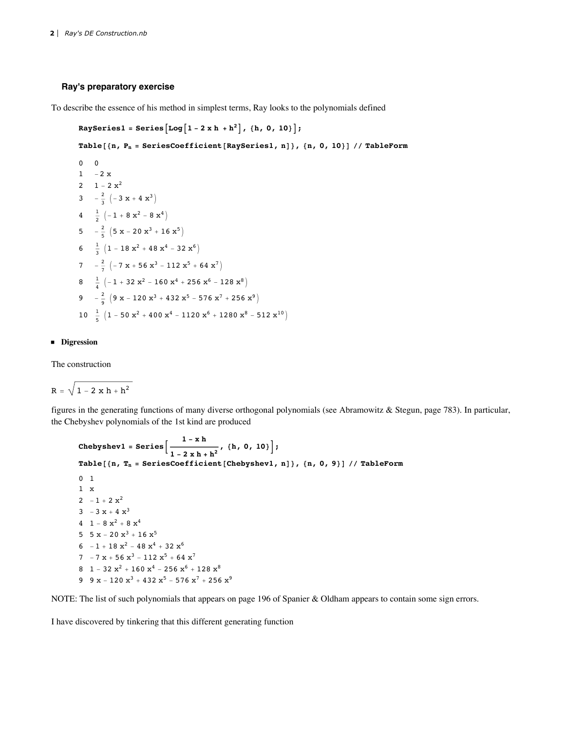### Ray's preparatory exercise

To describe the essence of his method in simplest terms, Ray looks to the polynomials defined

```
RaySeries1 = Series[Log[1 - 2 x h + h^2], {h, 0, 10}];
Table[{n, P_n = SeriesCoefficient[RaySeries1, n]}, {n, 0, 10}] // TableForm
```

| | |
|---|---|
| 0 | $0$ |
| 1 | $-2x$ |
| 2 | $1-2x^2$ |
| 3 | $-\frac{2}{3}\left(-3x+4x^3\right)$ |
| 4 | $\frac{1}{2}\left(-1+8x^2-8x^4\right)$ |
| 5 | $-\frac{2}{5}\left(5x-20x^3+16x^5\right)$ |
| 6 | $\frac{1}{3}\left(1-18x^2+48x^4-32x^6\right)$ |
| 7 | $-\frac{2}{7}\left(-7x+56x^3-112x^5+64x^7\right)$ |
| 8 | $\frac{1}{4}\left(-1+32x^2-160x^4+256x^6-128x^8\right)$ |
| 9 | $-\frac{2}{9}\left(9x-120x^3+432x^5-576x^7+256x^9\right)$ |
| 10 | $\frac{1}{5}\left(1-50x^2+400x^4-1120x^6+1280x^8-512x^{10}\right)$ |

- **Digression**

The construction

$$R = \sqrt{1 - 2\,x\,h + h^2}$$

figures in the generating functions of many diverse orthogonal polynomials (see Abramowitz & Stegun, page 783). In particular, the Chebyshev polynomials of the 1st kind are produced

```
Chebyshev1 = Series[(1 - x h)/(1 - 2 x h + h^2), {h, 0, 10}];
Table[{n, T_n = SeriesCoefficient[Chebyshev1, n]}, {n, 0, 9}] // TableForm
```

| | |
|---|---|
| 0 | $1$ |
| 1 | $x$ |
| 2 | $-1+2x^2$ |
| 3 | $-3x+4x^3$ |
| 4 | $1-8x^2+8x^4$ |
| 5 | $5x-20x^3+16x^5$ |
| 6 | $-1+18x^2-48x^4+32x^6$ |
| 7 | $-7x+56x^3-112x^5+64x^7$ |
| 8 | $1-32x^2+160x^4-256x^6+128x^8$ |
| 9 | $9x-120x^3+432x^5-576x^7+256x^9$ |

NOTE: The list of such polynomials that appears on page 196 of Spanier & Oldham appears to contain some sign errors.

I have discovered by tinkering that this different generating function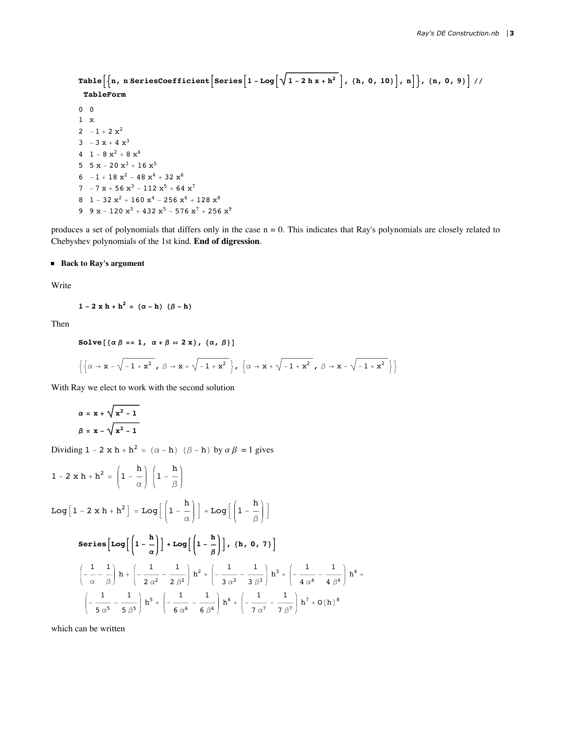```
Table[{n, n SeriesCoefficient[Series[1 - Log[Sqrt[1 - 2 h x + h^2]], {h, 0, 10}], n]}, {n, 0, 9}] //
 TableForm
```

| | |
|---|---|
| 0 | $0$ |
| 1 | $x$ |
| 2 | $-1 + 2x^2$ |
| 3 | $-3x + 4x^3$ |
| 4 | $1 - 8x^2 + 8x^4$ |
| 5 | $5x - 20x^3 + 16x^5$ |
| 6 | $-1 + 18x^2 - 48x^4 + 32x^6$ |
| 7 | $-7x + 56x^3 - 112x^5 + 64x^7$ |
| 8 | $1 - 32x^2 + 160x^4 - 256x^6 + 128x^8$ |
| 9 | $9x - 120x^3 + 432x^5 - 576x^7 + 256x^9$ |

produces a set of polynomials that differs only in the case n = 0. This indicates that Ray's polynomials are closely related to Chebyshev polynomials of the 1st kind. **End of digression**.

- **Back to Ray's argument**

Write

$$1 - 2xh + h^2 = (\alpha - h)(\beta - h)$$

Then

```
Solve[{α β == 1, α + β == 2 x}, {α, β}]
```

$$\left\{\left\{\alpha \to x - \sqrt{-1 + x^2},\ \beta \to x + \sqrt{-1 + x^2}\right\},\ \left\{\alpha \to x + \sqrt{-1 + x^2},\ \beta \to x - \sqrt{-1 + x^2}\right\}\right\}$$

With Ray we elect to work with the second solution

$$\alpha = x + \sqrt{x^2 - 1}$$
$$\beta = x - \sqrt{x^2 - 1}$$

Dividing $1 - 2xh + h^2 = (\alpha - h)(\beta - h)$ by $\alpha\beta = 1$ gives

$$1 - 2xh + h^2 = \left(1 - \frac{h}{\alpha}\right)\left(1 - \frac{h}{\beta}\right)$$

$$\text{Log}\left[1 - 2xh + h^2\right] = \text{Log}\left[\left(1 - \frac{h}{\alpha}\right)\right] + \text{Log}\left[\left(1 - \frac{h}{\beta}\right)\right]$$

```
Series[Log[(1 - h/α)] + Log[(1 - h/β)], {h, 0, 7}]
```

$$\left(-\frac{1}{\alpha} - \frac{1}{\beta}\right)h + \left(-\frac{1}{2\alpha^2} - \frac{1}{2\beta^2}\right)h^2 + \left(-\frac{1}{3\alpha^3} - \frac{1}{3\beta^3}\right)h^3 + \left(-\frac{1}{4\alpha^4} - \frac{1}{4\beta^4}\right)h^4 + \left(-\frac{1}{5\alpha^5} - \frac{1}{5\beta^5}\right)h^5 + \left(-\frac{1}{6\alpha^6} - \frac{1}{6\beta^6}\right)h^6 + \left(-\frac{1}{7\alpha^7} - \frac{1}{7\beta^7}\right)h^7 + O[h]^8$$

which can be written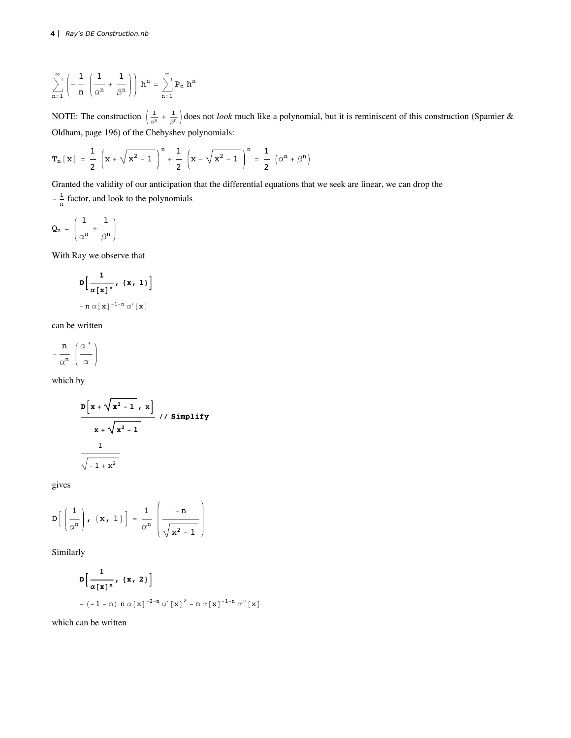$$\sum_{n=1}^{\infty}\left(-\frac{1}{n}\left(\frac{1}{\alpha^n}+\frac{1}{\beta^n}\right)\right)h^n = \sum_{n=1}^{\infty} P_n\, h^n$$

NOTE: The construction $\left(\frac{1}{\alpha^n}+\frac{1}{\beta^n}\right)$ does not *look* much like a polynomial, but it is reminiscent of this construction (Spamier & Oldham, page 196) of the Chebyshev polynomials:

$$T_n[x] = \frac{1}{2}\left(x+\sqrt{x^2-1}\right)^n + \frac{1}{2}\left(x-\sqrt{x^2-1}\right)^n = \frac{1}{2}\left(\alpha^n+\beta^n\right)$$

Granted the validity of our anticipation that the differential equations that we seek are linear, we can drop the $-\frac{1}{n}$ factor, and look to the polynomials

$$Q_n = \left(\frac{1}{\alpha^n}+\frac{1}{\beta^n}\right)$$

With Ray we observe that

```
D[1/α[x]^n, {x, 1}]
```

$$-n\,\alpha[x]^{-1-n}\,\alpha'[x]$$

can be written

$$-\frac{n}{\alpha^n}\left(\frac{\alpha'}{\alpha}\right)$$

which by

```
D[x + Sqrt[x^2 - 1], x]/(x + Sqrt[x^2 - 1]) // Simplify
```

$$\frac{1}{\sqrt{-1+x^2}}$$

gives

$$D\left[\left(\frac{1}{\alpha^n}\right),\ \{x,\ 1\}\right] = \frac{1}{\alpha^n}\left(\frac{-n}{\sqrt{x^2-1}}\right)$$

Similarly

```
D[1/α[x]^n, {x, 2}]
```

$$-(-1-n)\,n\,\alpha[x]^{-2-n}\,\alpha'[x]^2 - n\,\alpha[x]^{-1-n}\,\alpha''[x]$$

which can be written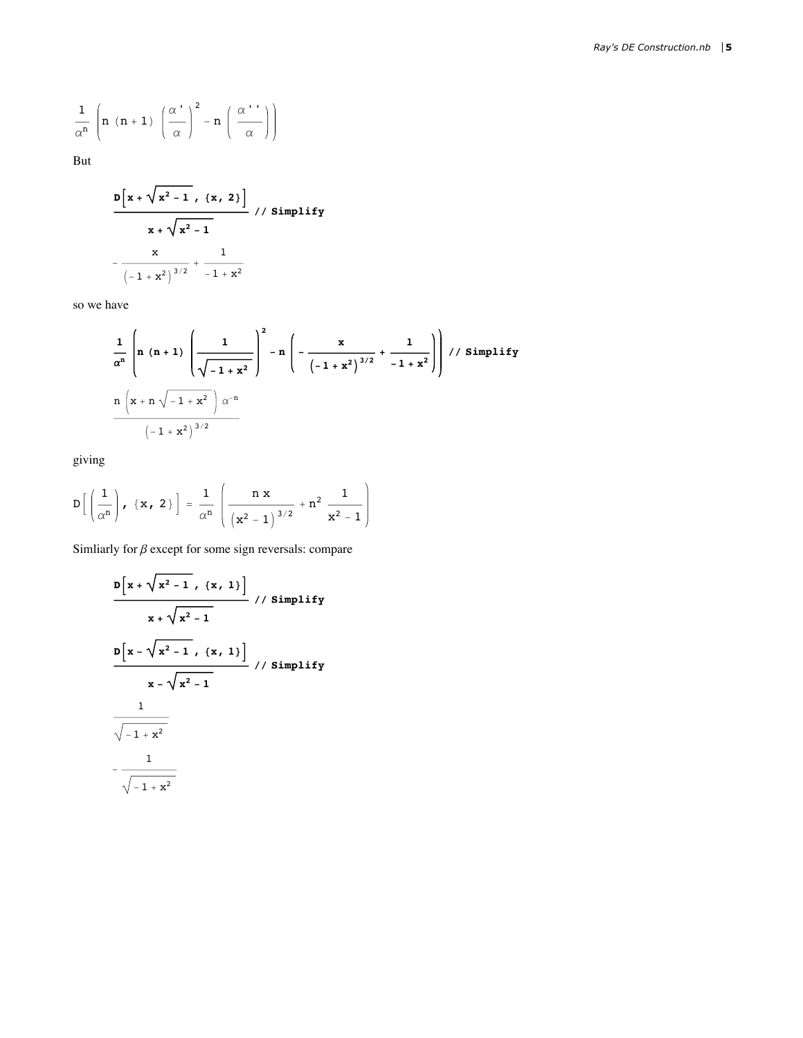$$\frac{1}{\alpha^n}\left(n\,(n+1)\,\left(\frac{\alpha'}{\alpha}\right)^2 - n\,\left(\frac{\alpha''}{\alpha}\right)\right)$$

But

```
D[x + Sqrt[x^2 - 1], {x, 2}]/(x + Sqrt[x^2 - 1]) // Simplify
```

$$-\frac{x}{\left(-1+x^2\right)^{3/2}}+\frac{1}{-1+x^2}$$

so we have

```
1/α^n (n (n + 1) (1/Sqrt[-1 + x^2])^2 - n (-x/(-1 + x^2)^(3/2) + 1/(-1 + x^2))) // Simplify
```

$$\frac{n\left(x+n\sqrt{-1+x^2}\right)\alpha^{-n}}{\left(-1+x^2\right)^{3/2}}$$

giving

$$\mathrm{D}\left[\left(\frac{1}{\alpha^n}\right),\ \{x,\ 2\}\right] = \frac{1}{\alpha^n}\left(\frac{n\,x}{\left(x^2-1\right)^{3/2}} + n^2\,\frac{1}{x^2-1}\right)$$

Simliarly for $\beta$ except for some sign reversals: compare

```
D[x + Sqrt[x^2 - 1], {x, 1}]/(x + Sqrt[x^2 - 1]) // Simplify
D[x - Sqrt[x^2 - 1], {x, 1}]/(x - Sqrt[x^2 - 1]) // Simplify
```

$$\frac{1}{\sqrt{-1+x^2}}$$

$$-\frac{1}{\sqrt{-1+x^2}}$$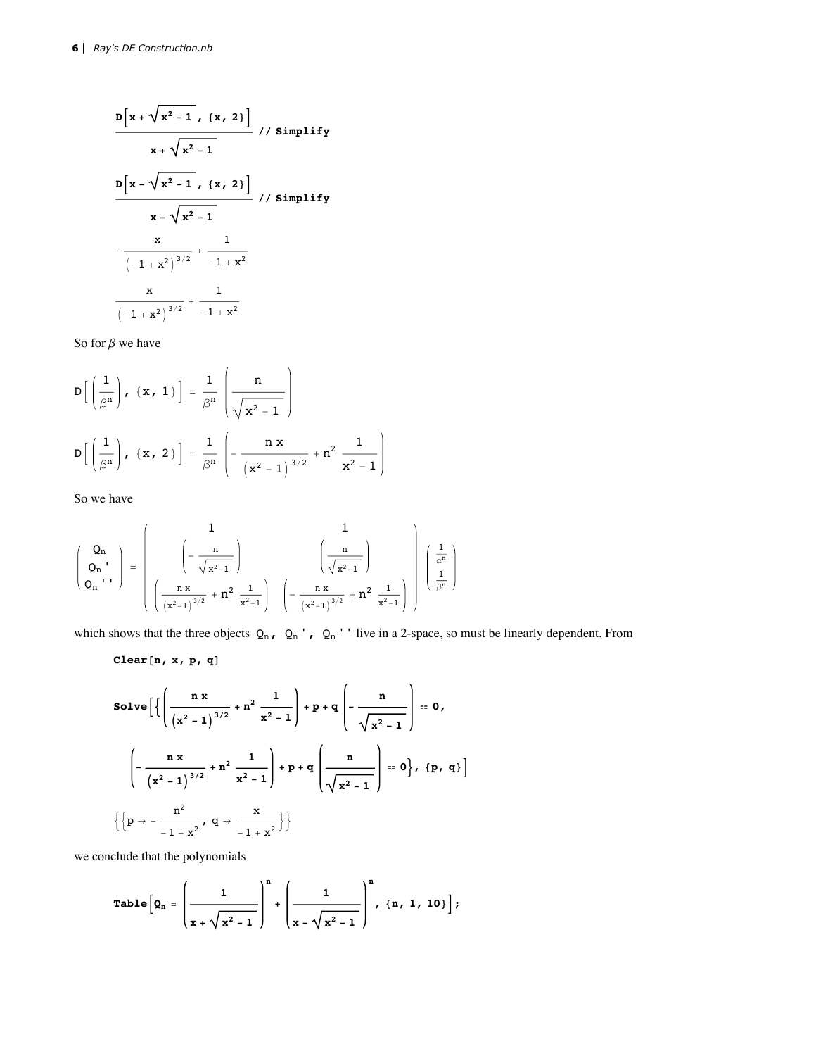$$\frac{\text{D}\left[x+\sqrt{x^2-1}\,,\ \{x,\ 2\}\right]}{x+\sqrt{x^2-1}}\ \text{// Simplify}$$

$$\frac{\text{D}\left[x-\sqrt{x^2-1}\,,\ \{x,\ 2\}\right]}{x-\sqrt{x^2-1}}\ \text{// Simplify}$$

$$-\frac{x}{\left(-1+x^2\right)^{3/2}}+\frac{1}{-1+x^2}$$

$$\frac{x}{\left(-1+x^2\right)^{3/2}}+\frac{1}{-1+x^2}$$

So for $\beta$ we have

$$\text{D}\left[\left(\frac{1}{\beta^n}\right),\ \{x,\ 1\}\right]=\frac{1}{\beta^n}\left(\frac{n}{\sqrt{x^2-1}}\right)$$

$$\text{D}\left[\left(\frac{1}{\beta^n}\right),\ \{x,\ 2\}\right]=\frac{1}{\beta^n}\left(-\frac{n\,x}{\left(x^2-1\right)^{3/2}}+n^2\,\frac{1}{x^2-1}\right)$$

So we have

$$\begin{pmatrix} Q_n \\ Q_n{}' \\ Q_n{}'' \end{pmatrix}=\begin{pmatrix} 1 & 1 \\ \left(-\frac{n}{\sqrt{x^2-1}}\right) & \left(\frac{n}{\sqrt{x^2-1}}\right) \\ \left(\frac{n\,x}{\left(x^2-1\right)^{3/2}}+n^2\,\frac{1}{x^2-1}\right) & \left(-\frac{n\,x}{\left(x^2-1\right)^{3/2}}+n^2\,\frac{1}{x^2-1}\right) \end{pmatrix}\begin{pmatrix} \frac{1}{\alpha^n} \\ \frac{1}{\beta^n} \end{pmatrix}$$

which shows that the three objects $Q_n$, $Q_n{}'$, $Q_n{}''$ live in a 2-space, so must be linearly dependent. From

```
Clear[n, x, p, q]
```

$$\text{Solve}\left[\left\{\left(\frac{n\,x}{\left(x^2-1\right)^{3/2}}+n^2\,\frac{1}{x^2-1}\right)+p+q\left(-\frac{n}{\sqrt{x^2-1}}\right)==0,\right.\right.$$

$$\left.\left.\left(-\frac{n\,x}{\left(x^2-1\right)^{3/2}}+n^2\,\frac{1}{x^2-1}\right)+p+q\left(\frac{n}{\sqrt{x^2-1}}\right)==0\right\},\ \{p,\ q\}\right]$$

$$\left\{\left\{p\to-\frac{n^2}{-1+x^2},\ q\to\frac{x}{-1+x^2}\right\}\right\}$$

we conclude that the polynomials

$$\text{Table}\left[Q_n=\left(\frac{1}{x+\sqrt{x^2-1}}\right)^n+\left(\frac{1}{x-\sqrt{x^2-1}}\right)^n,\ \{n,\ 1,\ 10\}\right];$$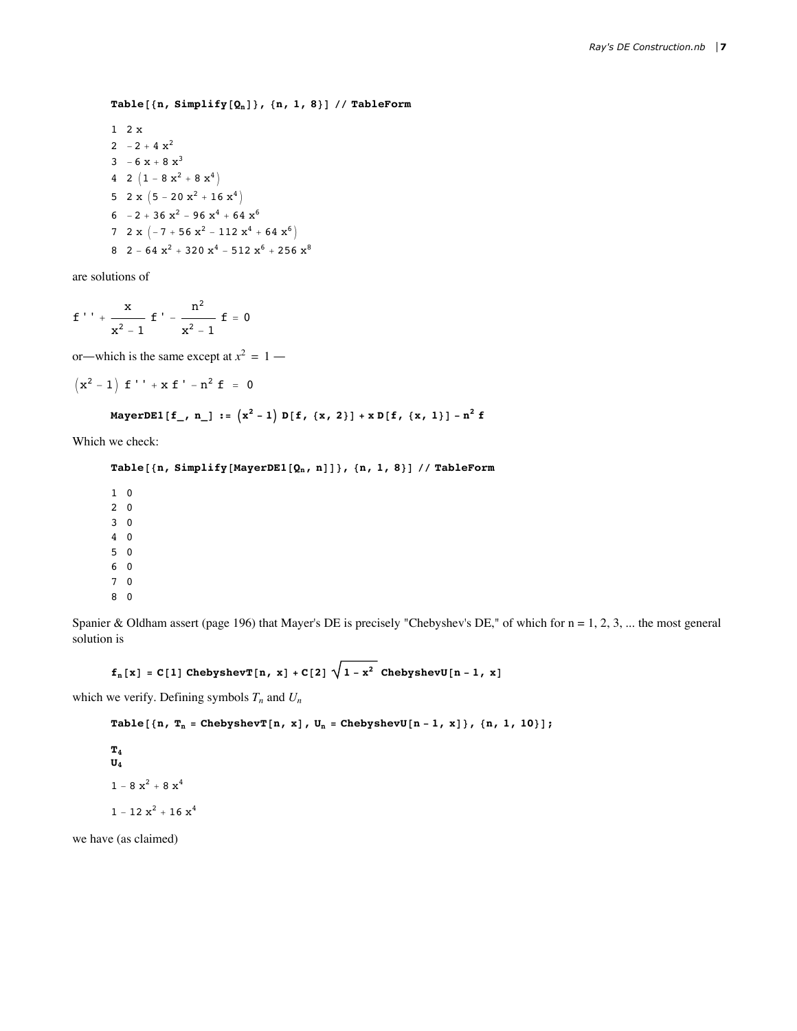```
Table[{n, Simplify[Q_n]}, {n, 1, 8}] // TableForm
```

| | |
|---|---|
| 1 | $2\,x$ |
| 2 | $-2 + 4\,x^2$ |
| 3 | $-6\,x + 8\,x^3$ |
| 4 | $2\,(1 - 8\,x^2 + 8\,x^4)$ |
| 5 | $2\,x\,(5 - 20\,x^2 + 16\,x^4)$ |
| 6 | $-2 + 36\,x^2 - 96\,x^4 + 64\,x^6$ |
| 7 | $2\,x\,(-7 + 56\,x^2 - 112\,x^4 + 64\,x^6)$ |
| 8 | $2 - 64\,x^2 + 320\,x^4 - 512\,x^6 + 256\,x^8$ |

are solutions of

$$f'' + \frac{x}{x^2 - 1}\,f' - \frac{n^2}{x^2 - 1}\,f = 0$$

or—which is the same except at $x^2 = 1$ —

$$(x^2 - 1)\,f'' + x\,f' - n^2\,f = 0$$

```
MayerDE1[f_, n_] := (x^2 - 1) D[f, {x, 2}] + x D[f, {x, 1}] - n^2 f
```

Which we check:

```
Table[{n, Simplify[MayerDE1[Q_n, n]]}, {n, 1, 8}] // TableForm
```

| | |
|---|---|
| 1 | 0 |
| 2 | 0 |
| 3 | 0 |
| 4 | 0 |
| 5 | 0 |
| 6 | 0 |
| 7 | 0 |
| 8 | 0 |

Spanier & Oldham assert (page 196) that Mayer's DE is precisely "Chebyshev's DE," of which for n = 1, 2, 3, ... the most general solution is

```
f_n[x] = C[1] ChebyshevT[n, x] + C[2] Sqrt[1 - x^2] ChebyshevU[n - 1, x]
```

which we verify. Defining symbols $T_n$ and $U_n$

```
Table[{n, T_n = ChebyshevT[n, x], U_n = ChebyshevU[n - 1, x]}, {n, 1, 10}];

T_4
U_4
```

$1 - 8\,x^2 + 8\,x^4$

$1 - 12\,x^2 + 16\,x^4$

we have (as claimed)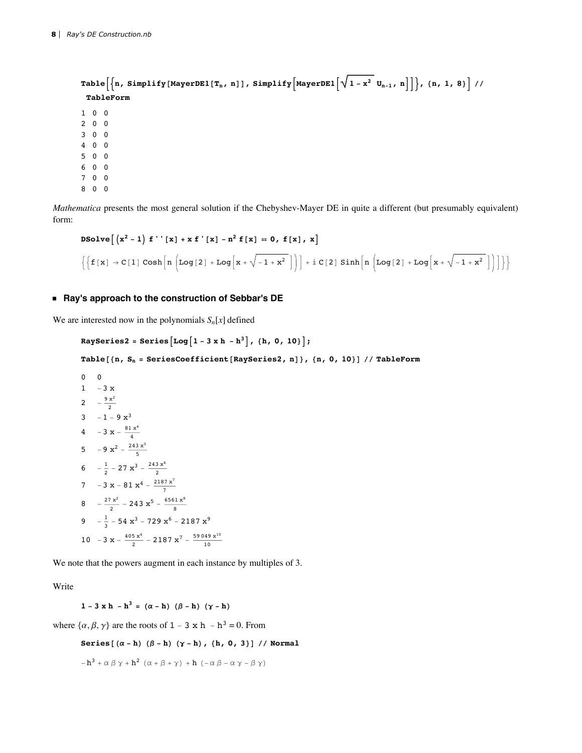```
Table[{n, Simplify[MayerDE1[T_n, n]], Simplify[MayerDE1[Sqrt[1 - x^2] U_{n-1}, n]]}, {n, 1, 8}] //
  TableForm
```

| | | |
|---|---|---|
| 1 | 0 | 0 |
| 2 | 0 | 0 |
| 3 | 0 | 0 |
| 4 | 0 | 0 |
| 5 | 0 | 0 |
| 6 | 0 | 0 |
| 7 | 0 | 0 |
| 8 | 0 | 0 |

*Mathematica* presents the most general solution if the Chebyshev-Mayer DE in quite a different (but presumably equivalent) form:

```
DSolve[(x^2 - 1) f''[x] + x f'[x] - n^2 f[x] == 0, f[x], x]
```

$$\left\{\left\{f[x] \to C[1] \operatorname{Cosh}\left[n \left(\operatorname{Log}[2] + \operatorname{Log}\left[x + \sqrt{-1 + x^2}\right]\right)\right] + i\, C[2] \operatorname{Sinh}\left[n \left(\operatorname{Log}[2] + \operatorname{Log}\left[x + \sqrt{-1 + x^2}\right]\right)\right]\right\}\right\}$$

## Ray's approach to the construction of Sebbar's DE

We are interested now in the polynomials $S_n[x]$ defined

```
RaySeries2 = Series[Log[1 - 3 x h - h^3], {h, 0, 10}];

Table[{n, S_n = SeriesCoefficient[RaySeries2, n]}, {n, 0, 10}] // TableForm
```

| | |
|---|---|
| 0 | $0$ |
| 1 | $-3x$ |
| 2 | $-\frac{9x^2}{2}$ |
| 3 | $-1 - 9x^3$ |
| 4 | $-3x - \frac{81x^4}{4}$ |
| 5 | $-9x^2 - \frac{243x^5}{5}$ |
| 6 | $-\frac{1}{2} - 27x^3 - \frac{243x^6}{2}$ |
| 7 | $-3x - 81x^4 - \frac{2187x^7}{7}$ |
| 8 | $-\frac{27x^2}{2} - 243x^5 - \frac{6561x^8}{8}$ |
| 9 | $-\frac{1}{3} - 54x^3 - 729x^6 - 2187x^9$ |
| 10 | $-3x - \frac{405x^4}{2} - 2187x^7 - \frac{59049x^{10}}{10}$ |

We note that the powers augment in each instance by multiples of 3.

Write

```
1 - 3 x h - h^3 = (α - h) (β - h) (γ - h)
```

where $\{\alpha, \beta, \gamma\}$ are the roots of $1 - 3\,x\,h - h^3 = 0$. From

```
Series[(α - h) (β - h) (γ - h), {h, 0, 3}] // Normal
```

$$-h^3 + \alpha\beta\gamma + h^2 (\alpha + \beta + \gamma) + h (-\alpha\beta - \alpha\gamma - \beta\gamma)$$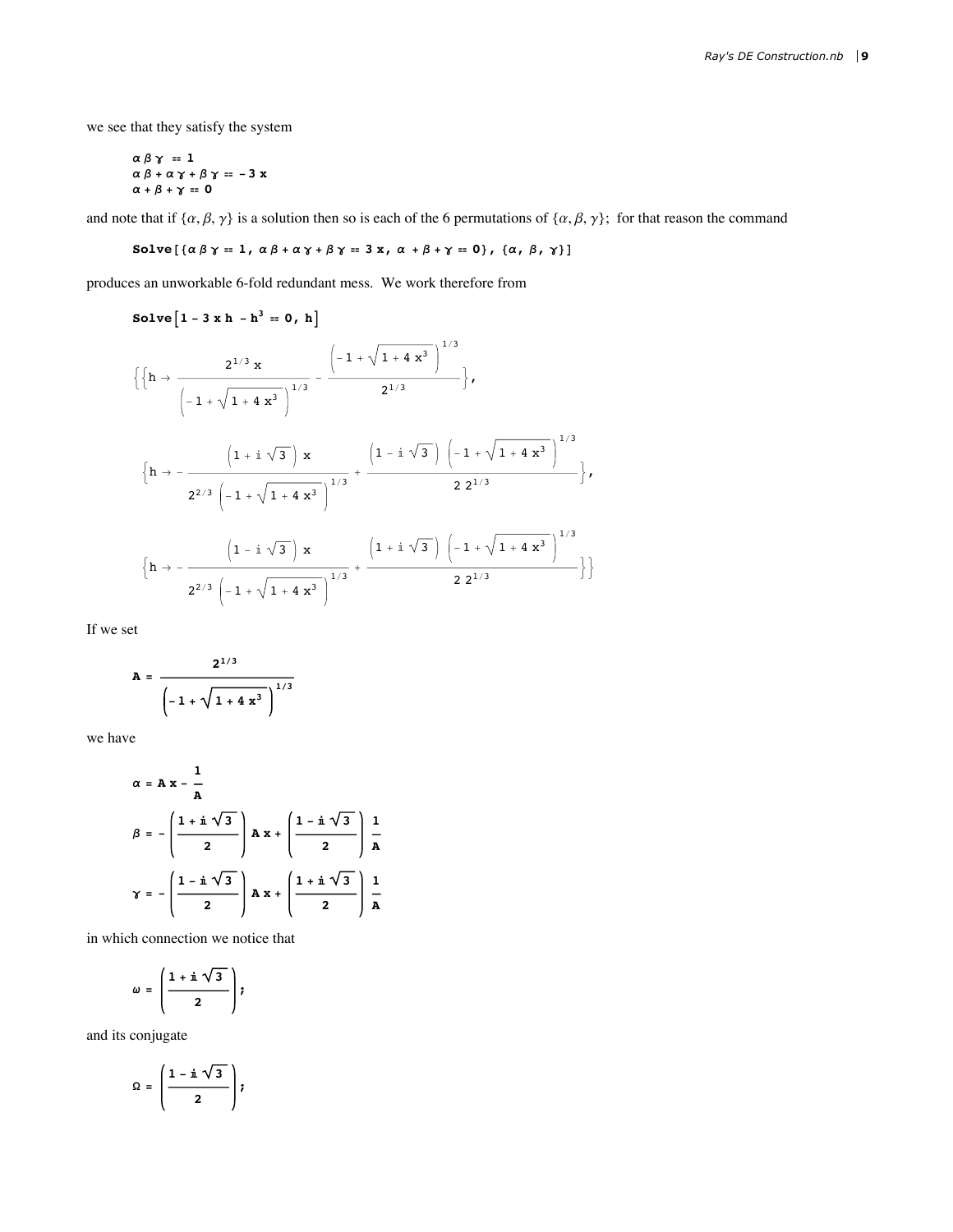we see that they satisfy the system

$$\alpha\beta\gamma == 1$$
$$\alpha\beta + \alpha\gamma + \beta\gamma == -3x$$
$$\alpha + \beta + \gamma == 0$$

and note that if $\{\alpha, \beta, \gamma\}$ is a solution then so is each of the 6 permutations of $\{\alpha, \beta, \gamma\}$; for that reason the command

```
Solve[{αβγ == 1, αβ + αγ + βγ == 3 x, α + β + γ == 0}, {α, β, γ}]
```

produces an unworkable 6-fold redundant mess. We work therefore from

```
Solve[1 - 3 x h - h^3 == 0, h]
```

$$\left\{\left\{h \to \frac{2^{1/3}\,x}{\left(-1+\sqrt{1+4\,x^3}\right)^{1/3}} - \frac{\left(-1+\sqrt{1+4\,x^3}\right)^{1/3}}{2^{1/3}}\right\},\right.$$

$$\left\{h \to -\frac{\left(1+i\sqrt{3}\right)x}{2^{2/3}\left(-1+\sqrt{1+4\,x^3}\right)^{1/3}} + \frac{\left(1-i\sqrt{3}\right)\left(-1+\sqrt{1+4\,x^3}\right)^{1/3}}{2\,2^{1/3}}\right\},$$

$$\left.\left\{h \to -\frac{\left(1-i\sqrt{3}\right)x}{2^{2/3}\left(-1+\sqrt{1+4\,x^3}\right)^{1/3}} + \frac{\left(1+i\sqrt{3}\right)\left(-1+\sqrt{1+4\,x^3}\right)^{1/3}}{2\,2^{1/3}}\right\}\right\}$$

If we set

$$A = \frac{2^{1/3}}{\left(-1+\sqrt{1+4\,x^3}\right)^{1/3}}$$

we have

$$\alpha = A\,x - \frac{1}{A}$$

$$\beta = -\left(\frac{1+i\sqrt{3}}{2}\right)A\,x + \left(\frac{1-i\sqrt{3}}{2}\right)\frac{1}{A}$$

$$\gamma = -\left(\frac{1-i\sqrt{3}}{2}\right)A\,x + \left(\frac{1+i\sqrt{3}}{2}\right)\frac{1}{A}$$

in which connection we notice that

$$\omega = \left(\frac{1+i\sqrt{3}}{2}\right);$$

and its conjugate

$$\Omega = \left(\frac{1-i\sqrt{3}}{2}\right);$$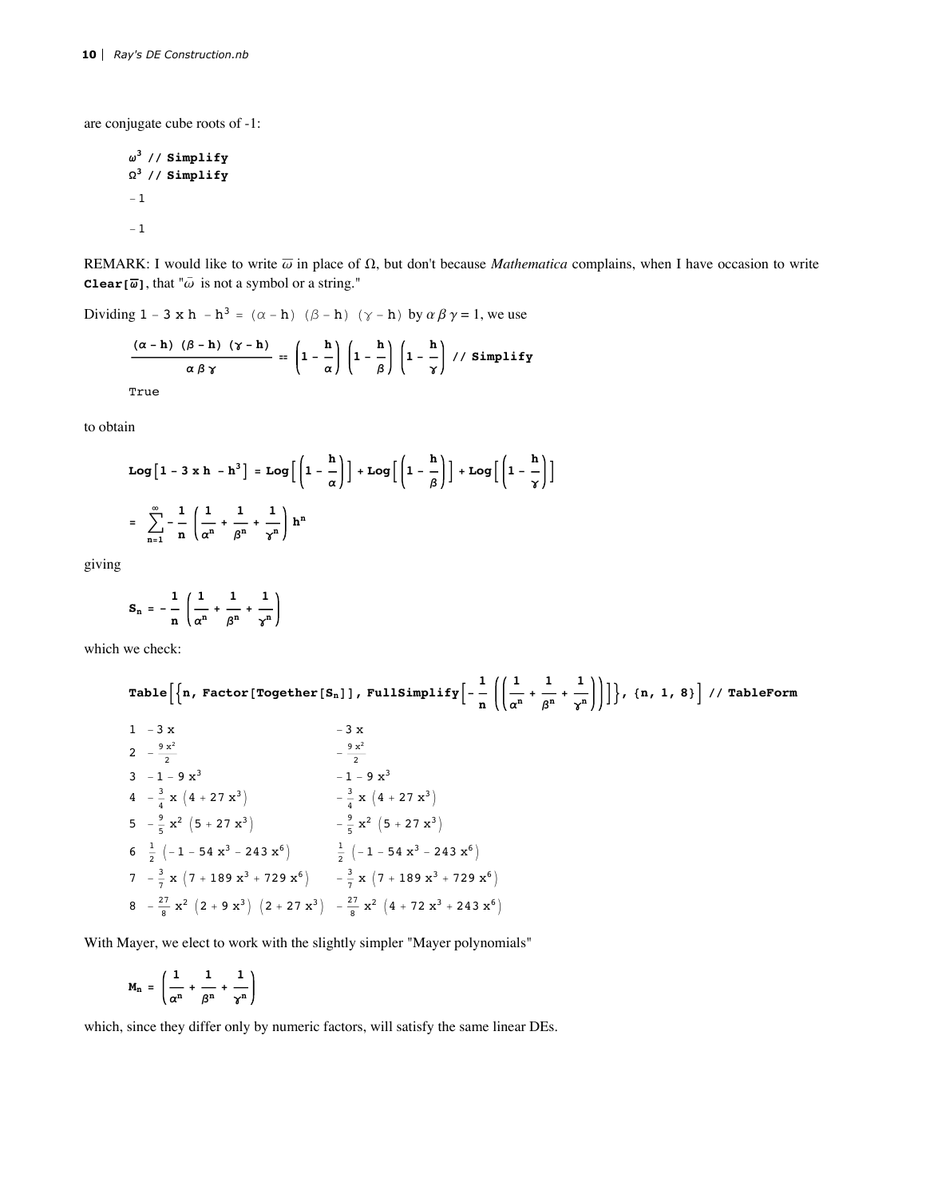are conjugate cube roots of -1:

```
ω^3 // Simplify
Ω^3 // Simplify
```

$-1$

$-1$

REMARK: I would like to write $\overline{\omega}$ in place of Ω, but don't because *Mathematica* complains, when I have occasion to write **Clear[$\overline{\omega}$]**, that "$\bar{\omega}$ is not a symbol or a string."

Dividing $1 - 3\,x\,h - h^3 = (\alpha - h)(\beta - h)(\gamma - h)$ by $\alpha\,\beta\,\gamma = 1$, we use

$$\frac{(\alpha - h)\,(\beta - h)\,(\gamma - h)}{\alpha\,\beta\,\gamma} == \left(1 - \frac{h}{\alpha}\right)\left(1 - \frac{h}{\beta}\right)\left(1 - \frac{h}{\gamma}\right) \text{ // Simplify}$$

True

to obtain

$$\text{Log}\left[1 - 3\,x\,h - h^3\right] = \text{Log}\left[\left(1 - \frac{h}{\alpha}\right)\right] + \text{Log}\left[\left(1 - \frac{h}{\beta}\right)\right] + \text{Log}\left[\left(1 - \frac{h}{\gamma}\right)\right]$$

$$= \sum_{n=1}^{\infty} -\frac{1}{n}\left(\frac{1}{\alpha^n} + \frac{1}{\beta^n} + \frac{1}{\gamma^n}\right) h^n$$

giving

$$S_n = -\frac{1}{n}\left(\frac{1}{\alpha^n} + \frac{1}{\beta^n} + \frac{1}{\gamma^n}\right)$$

which we check:

$$\text{Table}\left[\left\{n, \text{Factor}[\text{Together}[S_n]], \text{FullSimplify}\left[-\frac{1}{n}\left(\left(\frac{1}{\alpha^n} + \frac{1}{\beta^n} + \frac{1}{\gamma^n}\right)\right)\right]\right\}, \{n, 1, 8\}\right] \text{ // TableForm}$$

| | | |
|---|---|---|
| 1 | $-3\,x$ | $-3\,x$ |
| 2 | $-\frac{9\,x^2}{2}$ | $-\frac{9\,x^2}{2}$ |
| 3 | $-1 - 9\,x^3$ | $-1 - 9\,x^3$ |
| 4 | $-\frac{3}{4}\,x\,(4 + 27\,x^3)$ | $-\frac{3}{4}\,x\,(4 + 27\,x^3)$ |
| 5 | $-\frac{9}{5}\,x^2\,(5 + 27\,x^3)$ | $-\frac{9}{5}\,x^2\,(5 + 27\,x^3)$ |
| 6 | $\frac{1}{2}\,(-1 - 54\,x^3 - 243\,x^6)$ | $\frac{1}{2}\,(-1 - 54\,x^3 - 243\,x^6)$ |
| 7 | $-\frac{3}{7}\,x\,(7 + 189\,x^3 + 729\,x^6)$ | $-\frac{3}{7}\,x\,(7 + 189\,x^3 + 729\,x^6)$ |
| 8 | $-\frac{27}{8}\,x^2\,(2 + 9\,x^3)\,(2 + 27\,x^3)$ | $-\frac{27}{8}\,x^2\,(4 + 72\,x^3 + 243\,x^6)$ |

With Mayer, we elect to work with the slightly simpler "Mayer polynomials"

$$M_n = \left(\frac{1}{\alpha^n} + \frac{1}{\beta^n} + \frac{1}{\gamma^n}\right)$$

which, since they differ only by numeric factors, will satisfy the same linear DEs.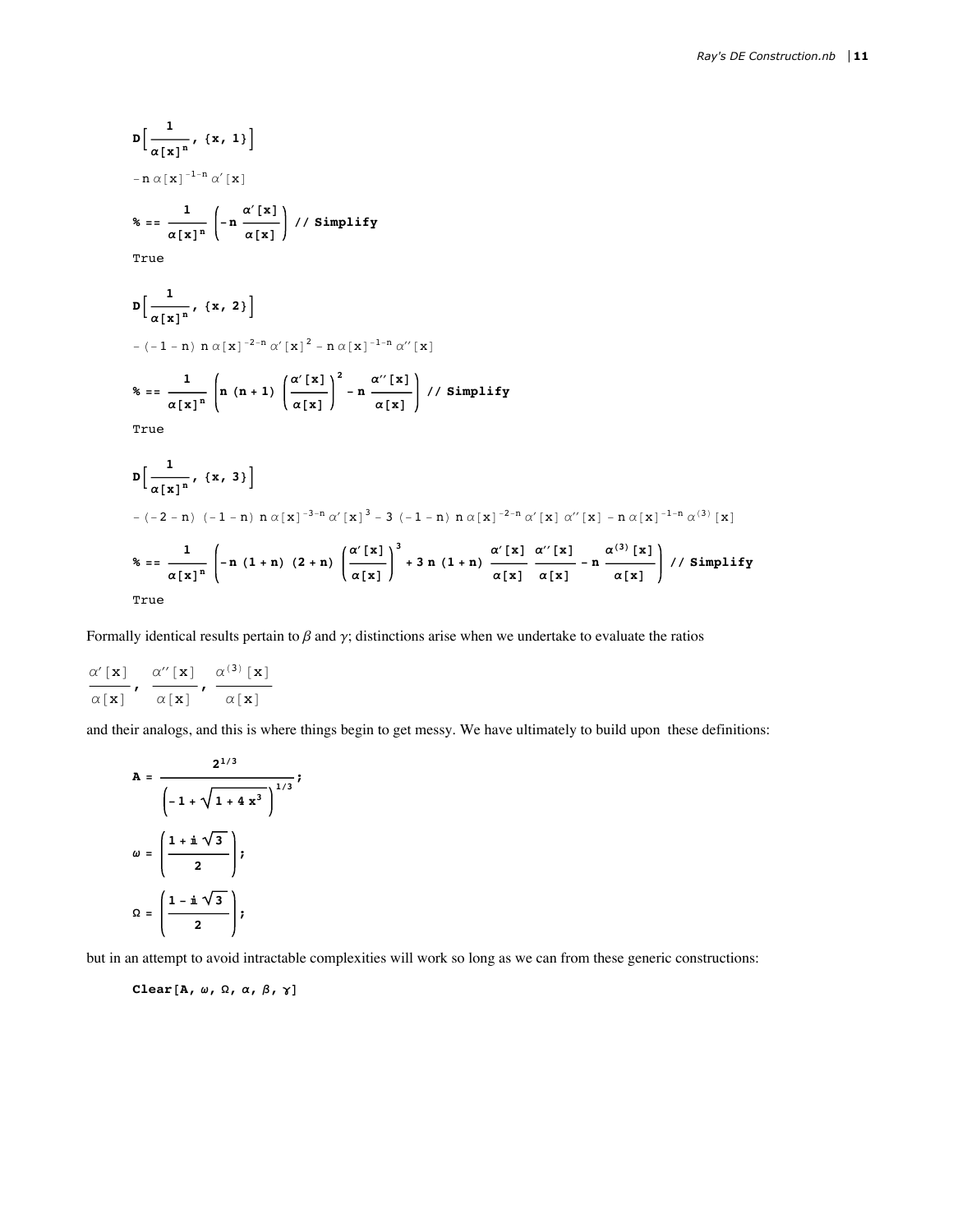$$\texttt{D}\left[\frac{1}{\alpha[\texttt{x}]^{\texttt{n}}},\ \{\texttt{x},\ 1\}\right]$$

$$-\texttt{n}\ \alpha[\texttt{x}]^{-1-\texttt{n}}\ \alpha'[\texttt{x}]$$

$$\texttt{\%} == \frac{1}{\alpha[\texttt{x}]^{\texttt{n}}}\left(-\texttt{n}\ \frac{\alpha'[\texttt{x}]}{\alpha[\texttt{x}]}\right)\ \texttt{// Simplify}$$

```
True
```

$$\texttt{D}\left[\frac{1}{\alpha[\texttt{x}]^{\texttt{n}}},\ \{\texttt{x},\ 2\}\right]$$

$$-(-1-\texttt{n})\ \texttt{n}\ \alpha[\texttt{x}]^{-2-\texttt{n}}\ \alpha'[\texttt{x}]^2 - \texttt{n}\ \alpha[\texttt{x}]^{-1-\texttt{n}}\ \alpha''[\texttt{x}]$$

$$\texttt{\%} == \frac{1}{\alpha[\texttt{x}]^{\texttt{n}}}\left(\texttt{n}\ (\texttt{n}+1)\ \left(\frac{\alpha'[\texttt{x}]}{\alpha[\texttt{x}]}\right)^2 - \texttt{n}\ \frac{\alpha''[\texttt{x}]}{\alpha[\texttt{x}]}\right)\ \texttt{// Simplify}$$

```
True
```

$$\texttt{D}\left[\frac{1}{\alpha[\texttt{x}]^{\texttt{n}}},\ \{\texttt{x},\ 3\}\right]$$

$$-(-2-\texttt{n})\ (-1-\texttt{n})\ \texttt{n}\ \alpha[\texttt{x}]^{-3-\texttt{n}}\ \alpha'[\texttt{x}]^3 - 3\ (-1-\texttt{n})\ \texttt{n}\ \alpha[\texttt{x}]^{-2-\texttt{n}}\ \alpha'[\texttt{x}]\ \alpha''[\texttt{x}] - \texttt{n}\ \alpha[\texttt{x}]^{-1-\texttt{n}}\ \alpha^{(3)}[\texttt{x}]$$

$$\texttt{\%} == \frac{1}{\alpha[\texttt{x}]^{\texttt{n}}}\left(-\texttt{n}\ (1+\texttt{n})\ (2+\texttt{n})\ \left(\frac{\alpha'[\texttt{x}]}{\alpha[\texttt{x}]}\right)^3 + 3\ \texttt{n}\ (1+\texttt{n})\ \frac{\alpha'[\texttt{x}]}{\alpha[\texttt{x}]}\ \frac{\alpha''[\texttt{x}]}{\alpha[\texttt{x}]} - \texttt{n}\ \frac{\alpha^{(3)}[\texttt{x}]}{\alpha[\texttt{x}]}\right)\ \texttt{// Simplify}$$

```
True
```

Formally identical results pertain to $\beta$ and $\gamma$; distinctions arise when we undertake to evaluate the ratios

$$\frac{\alpha'[\texttt{x}]}{\alpha[\texttt{x}]},\ \frac{\alpha''[\texttt{x}]}{\alpha[\texttt{x}]},\ \frac{\alpha^{(3)}[\texttt{x}]}{\alpha[\texttt{x}]}$$

and their analogs, and this is where things begin to get messy. We have ultimately to build upon these definitions:

$$\texttt{A} = \frac{2^{1/3}}{\left(-1+\sqrt{1+4\,\texttt{x}^3}\right)^{1/3}};$$

$$\omega = \left(\frac{1+\texttt{i}\sqrt{3}}{2}\right);$$

$$\Omega = \left(\frac{1-\texttt{i}\sqrt{3}}{2}\right);$$

but in an attempt to avoid intractable complexities will work so long as we can from these generic constructions:

```
Clear[A, ω, Ω, α, β, γ]
```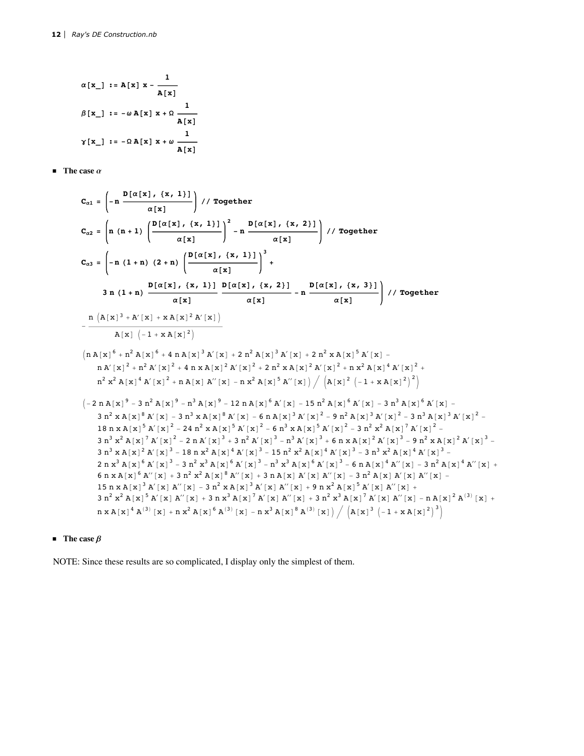```
α[x_] := A[x] x - 1/A[x]
β[x_] := -ω A[x] x + Ω 1/A[x]
γ[x_] := -Ω A[x] x + ω 1/A[x]
```

- **The case $\alpha$**

```
Cα1 = (-n D[α[x], {x, 1}]/α[x]) // Together
Cα2 = (n (n + 1) (D[α[x], {x, 1}]/α[x])^2 - n D[α[x], {x, 2}]/α[x]) // Together
Cα3 = (-n (1 + n) (2 + n) (D[α[x], {x, 1}]/α[x])^3 +
    3 n (1 + n) D[α[x], {x, 1}]/α[x] D[α[x], {x, 2}]/α[x] - n D[α[x], {x, 3}]/α[x]) // Together
```

$$-\frac{n\left(A[x]^3+A'[x]+x\,A[x]^2\,A'[x]\right)}{A[x]\left(-1+x\,A[x]^2\right)}$$

$$\Big(n\,A[x]^6+n^2 A[x]^6+4\,n\,A[x]^3 A'[x]+2\,n^2 A[x]^3 A'[x]+2\,n^2 x\,A[x]^5 A'[x]-n\,A'[x]^2+n^2 A'[x]^2+4\,n\,x\,A[x]^2 A'[x]^2+2\,n^2 x\,A[x]^2 A'[x]^2+n\,x^2 A[x]^4 A'[x]^2+n^2 x^2 A[x]^4 A'[x]^2+n\,A[x]\,A''[x]-n\,x^2 A[x]^5 A''[x]\Big)\Big/\left(A[x]^2\left(-1+x\,A[x]^2\right)^2\right)$$

$$\Big(-2\,n\,A[x]^9-3\,n^2 A[x]^9-n^3 A[x]^9-12\,n\,A[x]^6 A'[x]-15\,n^2 A[x]^6 A'[x]-3\,n^3 A[x]^6 A'[x]-3\,n^2 x\,A[x]^8 A'[x]-3\,n^3 x\,A[x]^8 A'[x]-6\,n\,A[x]^3 A'[x]^2-9\,n^2 A[x]^3 A'[x]^2-3\,n^3 A[x]^3 A'[x]^2-18\,n\,x\,A[x]^5 A'[x]^2-24\,n^2 x\,A[x]^5 A'[x]^2-6\,n^3 x\,A[x]^5 A'[x]^2-3\,n^2 x^2 A[x]^7 A'[x]^2-3\,n^3 x^2 A[x]^7 A'[x]^2-2\,n\,A'[x]^3+3\,n^2 A'[x]^3-n^3 A'[x]^3+6\,n\,x\,A[x]^2 A'[x]^3-9\,n^2 x\,A[x]^2 A'[x]^3-3\,n^3 x\,A[x]^2 A'[x]^3-18\,n\,x^2 A[x]^4 A'[x]^3-15\,n^2 x^2 A[x]^4 A'[x]^3-3\,n^3 x^2 A[x]^4 A'[x]^3-2\,n\,x^3 A[x]^6 A'[x]^3-3\,n^2 x^3 A[x]^6 A'[x]^3-n^3 x^3 A[x]^6 A'[x]^3-6\,n\,A[x]^4 A''[x]-3\,n^2 A[x]^4 A''[x]+6\,n\,x\,A[x]^6 A''[x]+3\,n^2 x^2 A[x]^8 A''[x]+3\,n\,A[x]\,A'[x]\,A''[x]-3\,n^2 A[x]\,A'[x]\,A''[x]-15\,n\,x\,A[x]^3 A'[x]\,A''[x]-3\,n^2 x\,A[x]^3 A'[x]\,A''[x]+9\,n\,x^2 A[x]^5 A'[x]\,A''[x]+3\,n^2 x^2 A[x]^5 A'[x]\,A''[x]+3\,n\,x^3 A[x]^7 A'[x]\,A''[x]+3\,n^2 x^3 A[x]^7 A'[x]\,A''[x]-n\,A[x]^2 A^{(3)}[x]+n\,x\,A[x]^4 A^{(3)}[x]+n\,x^2 A[x]^6 A^{(3)}[x]-n\,x^3 A[x]^8 A^{(3)}[x]\Big)\Big/\left(A[x]^3\left(-1+x\,A[x]^2\right)^3\right)$$

- **The case $\beta$**

NOTE: Since these results are so complicated, I display only the simplest of them.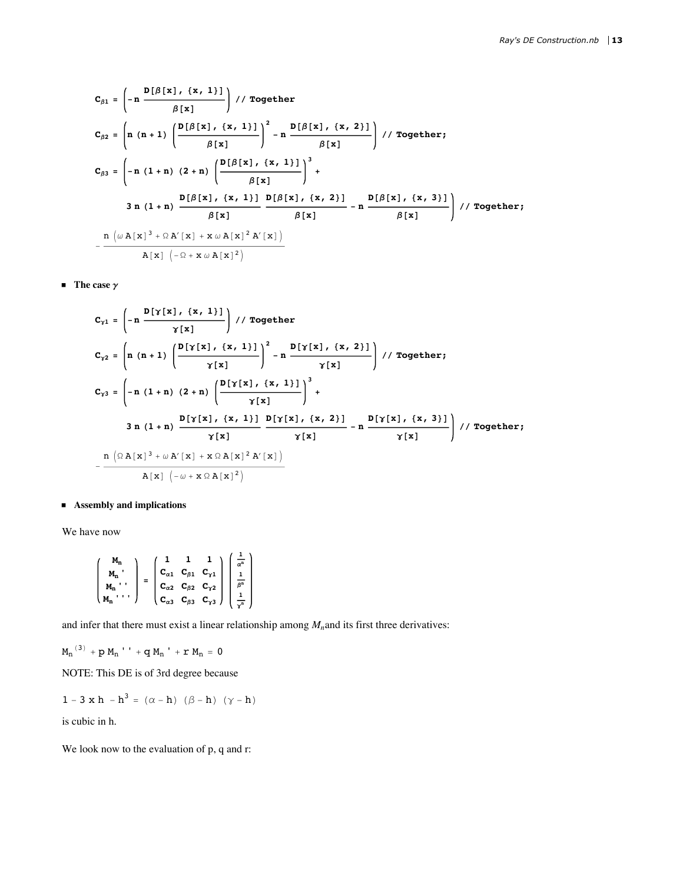```
C_β1 = (-n D[β[x], {x, 1}]/β[x]) // Together

C_β2 = (n (n + 1) (D[β[x], {x, 1}]/β[x])^2 - n D[β[x], {x, 2}]/β[x]) // Together;

C_β3 = (-n (1 + n) (2 + n) (D[β[x], {x, 1}]/β[x])^3 +
        3 n (1 + n) D[β[x], {x, 1}]/β[x] D[β[x], {x, 2}]/β[x] - n D[β[x], {x, 3}]/β[x]) // Together;
```

$$-\frac{n\left(\omega\, A[x]^3 + \Omega\, A'[x] + x\,\omega\, A[x]^2 A'[x]\right)}{A[x]\left(-\Omega + x\,\omega\, A[x]^2\right)}$$

- **The case $\gamma$**

```
C_γ1 = (-n D[γ[x], {x, 1}]/γ[x]) // Together

C_γ2 = (n (n + 1) (D[γ[x], {x, 1}]/γ[x])^2 - n D[γ[x], {x, 2}]/γ[x]) // Together;

C_γ3 = (-n (1 + n) (2 + n) (D[γ[x], {x, 1}]/γ[x])^3 +
        3 n (1 + n) D[γ[x], {x, 1}]/γ[x] D[γ[x], {x, 2}]/γ[x] - n D[γ[x], {x, 3}]/γ[x]) // Together;
```

$$-\frac{n\left(\Omega\, A[x]^3 + \omega\, A'[x] + x\,\Omega\, A[x]^2 A'[x]\right)}{A[x]\left(-\omega + x\,\Omega\, A[x]^2\right)}$$

- **Assembly and implications**

We have now

$$\begin{pmatrix} M_n \\ M_n' \\ M_n'' \\ M_n''' \end{pmatrix} = \begin{pmatrix} 1 & 1 & 1 \\ C_{\alpha 1} & C_{\beta 1} & C_{\gamma 1} \\ C_{\alpha 2} & C_{\beta 2} & C_{\gamma 2} \\ C_{\alpha 3} & C_{\beta 3} & C_{\gamma 3} \end{pmatrix} \begin{pmatrix} \frac{1}{\alpha^n} \\ \frac{1}{\beta^n} \\ \frac{1}{\gamma^n} \end{pmatrix}$$

and infer that there must exist a linear relationship among $M_n$and its first three derivatives:

$$M_n{}^{(3)} + p\, M_n{}'' + q\, M_n{}' + r\, M_n = 0$$

NOTE: This DE is of 3rd degree because

$$1 - 3\,x\,h - h^3 = (\alpha - h)\,(\beta - h)\,(\gamma - h)$$

is cubic in h.

We look now to the evaluation of p, q and r: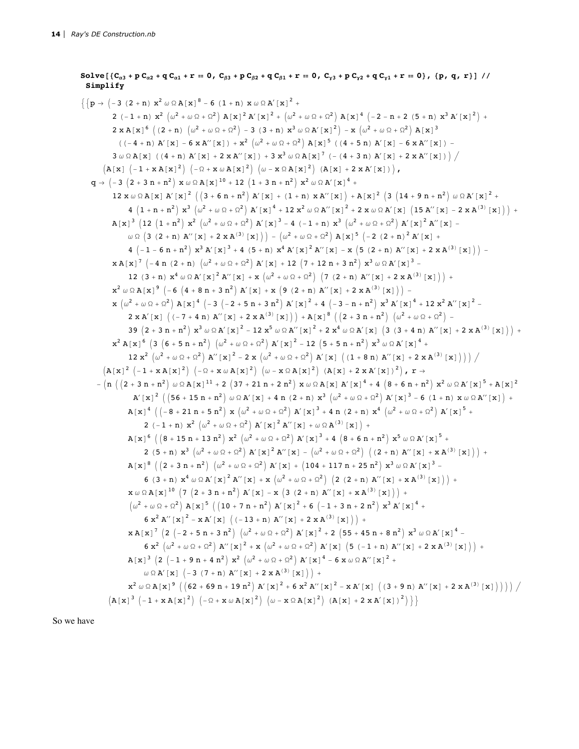```
Solve[{Cα3 + p Cα2 + q Cα1 + r == 0, Cβ3 + p Cβ2 + q Cβ1 + r == 0, Cγ3 + p Cγ2 + q Cγ1 + r == 0}, {p, q, r}] //
 Simplify
```

```
{{p → (-3 (2 + n) x^2 ω Ω A[x]^8 - 6 (1 + n) x ω Ω A'[x]^2 +
      2 (-1 + n) x^2 (ω^2 + ω Ω + Ω^2) A[x]^2 A'[x]^2 + (ω^2 + ω Ω + Ω^2) A[x]^4 (-2 - n + 2 (5 + n) x^3 A'[x]^2) +
      2 x A[x]^6 ((2 + n) (ω^2 + ω Ω + Ω^2) - 3 (3 + n) x^3 ω Ω A'[x]^2) - x (ω^2 + ω Ω + Ω^2) A[x]^3
       ((-4 + n) A'[x] - 6 x A''[x]) + x^2 (ω^2 + ω Ω + Ω^2) A[x]^5 ((4 + 5 n) A'[x] - 6 x A''[x]) -
      3 ω Ω A[x] ((4 + n) A'[x] + 2 x A''[x]) + 3 x^3 ω Ω A[x]^7 (-(4 + 3 n) A'[x] + 2 x A''[x])) /
    (A[x] (-1 + x A[x]^2) (-Ω + x ω A[x]^2) (ω - x Ω A[x]^2) (A[x] + 2 x A'[x])),
  q → (-3 (2 + 3 n + n^2) x ω Ω A[x]^10 + 12 (1 + 3 n + n^2) x^2 ω Ω A'[x]^4 +
      12 x ω Ω A[x] A'[x]^2 ((3 + 6 n + n^2) A'[x] + (1 + n) x A''[x]) + A[x]^2 (3 (14 + 9 n + n^2) ω Ω A'[x]^2 +
         4 (1 + n + n^2) x^3 (ω^2 + ω Ω + Ω^2) A'[x]^4 + 12 x^2 ω Ω A''[x]^2 + 2 x ω Ω A'[x] (15 A''[x] - 2 x A^(3)[x])) +
      A[x]^3 (12 (1 + n^2) x^2 (ω^2 + ω Ω + Ω^2) A'[x]^3 - 4 (-1 + n) x^3 (ω^2 + ω Ω + Ω^2) A'[x]^2 A''[x] -
         ω Ω (3 (2 + n) A''[x] + 2 x A^(3)[x])) - (ω^2 + ω Ω + Ω^2) A[x]^5 (-2 (2 + n)^2 A'[x] +
         4 (-1 - 6 n + n^2) x^3 A'[x]^3 + 4 (5 + n) x^4 A'[x]^2 A''[x] - x (5 (2 + n) A''[x] + 2 x A^(3)[x])) -
      x A[x]^7 (-4 n (2 + n) (ω^2 + ω Ω + Ω^2) A'[x] + 12 (7 + 12 n + 3 n^2) x^3 ω Ω A'[x]^3 -
         12 (3 + n) x^4 ω Ω A'[x]^2 A''[x] + x (ω^2 + ω Ω + Ω^2) (7 (2 + n) A''[x] + 2 x A^(3)[x])) +
      x^2 ω Ω A[x]^9 (-6 (4 + 8 n + 3 n^2) A'[x] + x (9 (2 + n) A''[x] + 2 x A^(3)[x])) -
      x (ω^2 + ω Ω + Ω^2) A[x]^4 (-3 (-2 + 5 n + 3 n^2) A'[x]^2 + 4 (-3 - n + n^2) x^3 A'[x]^4 + 12 x^2 A''[x]^2 -
         2 x A'[x] ((-7 + 4 n) A''[x] + 2 x A^(3)[x])) + A[x]^8 ((2 + 3 n + n^2) (ω^2 + ω Ω + Ω^2) -
         39 (2 + 3 n + n^2) x^3 ω Ω A'[x]^2 - 12 x^5 ω Ω A''[x]^2 + 2 x^4 ω Ω A'[x] (3 (3 + 4 n) A''[x] + 2 x A^(3)[x])) +
      x^2 A[x]^6 (3 (6 + 5 n + n^2) (ω^2 + ω Ω + Ω^2) A'[x]^2 - 12 (5 + 5 n + n^2) x^3 ω Ω A'[x]^4 +
         12 x^2 (ω^2 + ω Ω + Ω^2) A''[x]^2 - 2 x (ω^2 + ω Ω + Ω^2) A'[x] ((1 + 8 n) A''[x] + 2 x A^(3)[x]))) /
    (A[x]^2 (-1 + x A[x]^2) (-Ω + x ω A[x]^2) (ω - x Ω A[x]^2) (A[x] + 2 x A'[x])^2), r →
   -(n ((2 + 3 n + n^2) ω Ω A[x]^11 + 2 (37 + 21 n + 2 n^2) x ω Ω A[x] A'[x]^4 + 4 (8 + 6 n + n^2) x^2 ω Ω A'[x]^5 + A[x]^2
          A'[x]^2 ((56 + 15 n + n^2) ω Ω A'[x] + 4 n (2 + n) x^3 (ω^2 + ω Ω + Ω^2) A'[x]^3 - 6 (1 + n) x ω Ω A''[x]) +
         A[x]^4 ((-8 + 21 n + 5 n^2) x (ω^2 + ω Ω + Ω^2) A'[x]^3 + 4 n (2 + n) x^4 (ω^2 + ω Ω + Ω^2) A'[x]^5 +
            2 (-1 + n) x^2 (ω^2 + ω Ω + Ω^2) A'[x]^2 A''[x] + ω Ω A^(3)[x]) +
         A[x]^6 ((8 + 15 n + 13 n^2) x^2 (ω^2 + ω Ω + Ω^2) A'[x]^3 + 4 (8 + 6 n + n^2) x^5 ω Ω A'[x]^5 +
            2 (5 + n) x^3 (ω^2 + ω Ω + Ω^2) A'[x]^2 A''[x] - (ω^2 + ω Ω + Ω^2) ((2 + n) A''[x] + x A^(3)[x])) +
         A[x]^8 ((2 + 3 n + n^2) (ω^2 + ω Ω + Ω^2) A'[x] + (104 + 117 n + 25 n^2) x^3 ω Ω A'[x]^3 -
            6 (3 + n) x^4 ω Ω A'[x]^2 A''[x] + x (ω^2 + ω Ω + Ω^2) (2 (2 + n) A''[x] + x A^(3)[x])) +
         x ω Ω A[x]^10 (7 (2 + 3 n + n^2) A'[x] - x (3 (2 + n) A''[x] + x A^(3)[x])) +
         (ω^2 + ω Ω + Ω^2) A[x]^5 ((10 + 7 n + n^2) A'[x]^2 + 6 (-1 + 3 n + 2 n^2) x^3 A'[x]^4 +
            6 x^2 A''[x]^2 - x A'[x] ((-13 + n) A''[x] + 2 x A^(3)[x])) +
         x A[x]^7 (2 (-2 + 5 n + 3 n^2) (ω^2 + ω Ω + Ω^2) A'[x]^2 + 2 (55 + 45 n + 8 n^2) x^3 ω Ω A'[x]^4 -
            6 x^2 (ω^2 + ω Ω + Ω^2) A''[x]^2 + x (ω^2 + ω Ω + Ω^2) A'[x] (5 (-1 + n) A''[x] + 2 x A^(3)[x])) +
         A[x]^3 (2 (-1 + 9 n + 4 n^2) x^2 (ω^2 + ω Ω + Ω^2) A'[x]^4 - 6 x ω Ω A''[x]^2 +
            ω Ω A'[x] (-3 (7 + n) A''[x] + 2 x A^(3)[x])) +
         x^2 ω Ω A[x]^9 ((62 + 69 n + 19 n^2) A'[x]^2 + 6 x^2 A''[x]^2 - x A'[x] ((3 + 9 n) A''[x] + 2 x A^(3)[x])))) /
    (A[x]^3 (-1 + x A[x]^2) (-Ω + x ω A[x]^2) (ω - x Ω A[x]^2) (A[x] + 2 x A'[x])^2)}}
```

So we have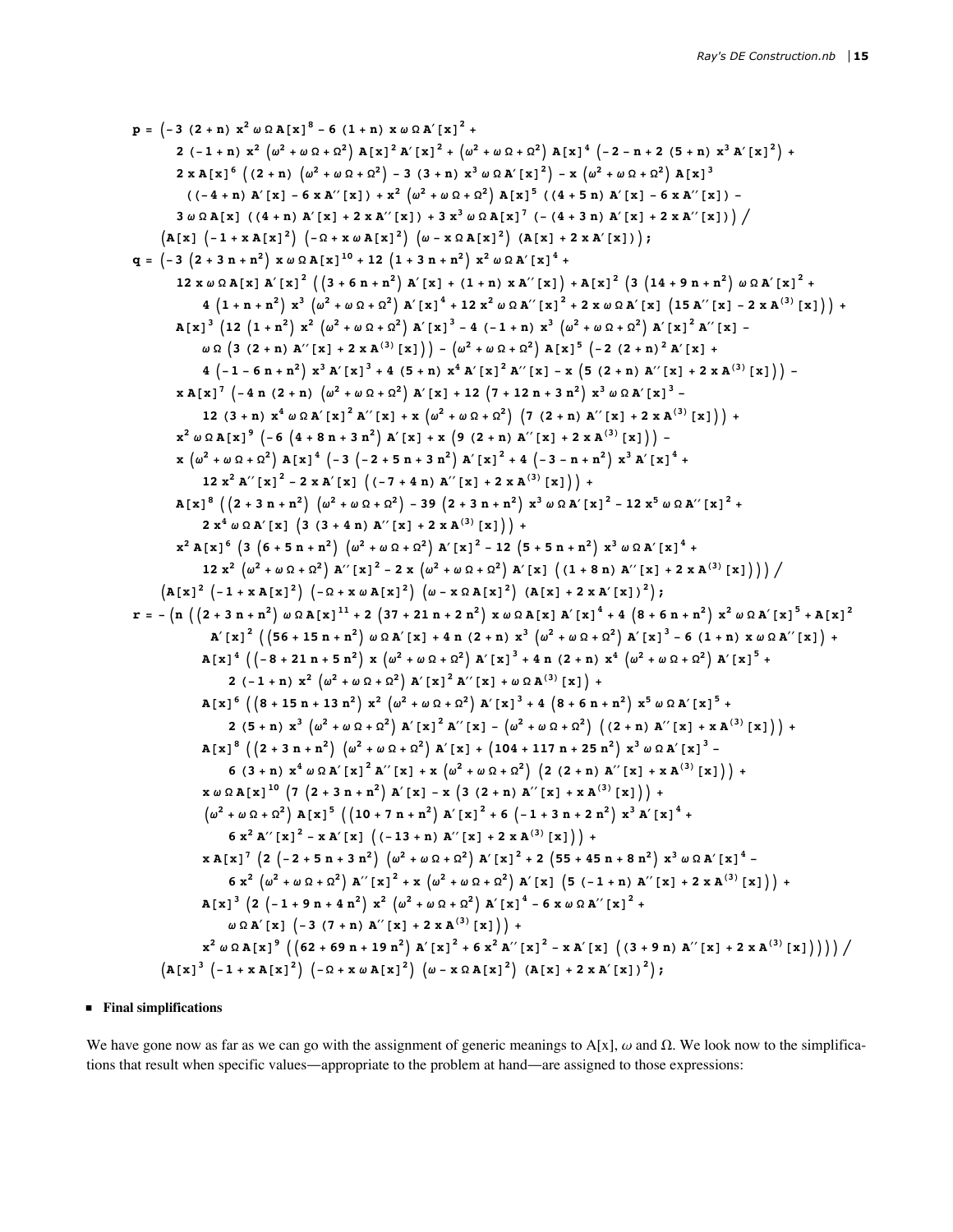```
p = (-3 (2 + n) x^2 ω Ω A[x]^8 - 6 (1 + n) x ω Ω A'[x]^2 +
      2 (-1 + n) x^2 (ω^2 + ω Ω + Ω^2) A[x]^2 A'[x]^2 + (ω^2 + ω Ω + Ω^2) A[x]^4 (-2 - n + 2 (5 + n) x^3 A'[x]^2) +
      2 x A[x]^6 ((2 + n) (ω^2 + ω Ω + Ω^2) - 3 (3 + n) x^3 ω Ω A'[x]^2) - x (ω^2 + ω Ω + Ω^2) A[x]^3
       ((-4 + n) A'[x] - 6 x A''[x]) + x^2 (ω^2 + ω Ω + Ω^2) A[x]^5 ((4 + 5 n) A'[x] - 6 x A''[x]) -
      3 ω Ω A[x] ((4 + n) A'[x] + 2 x A''[x]) + 3 x^3 ω Ω A[x]^7 (- (4 + 3 n) A'[x] + 2 x A''[x])) /
    (A[x] (-1 + x A[x]^2) (-Ω + x ω A[x]^2) (ω - x Ω A[x]^2) (A[x] + 2 x A'[x]));
q = (-3 (2 + 3 n + n^2) x ω Ω A[x]^10 + 12 (1 + 3 n + n^2) x^2 ω Ω A'[x]^4 +
      12 x ω Ω A[x] A'[x]^2 ((3 + 6 n + n^2) A'[x] + (1 + n) x A''[x]) + A[x]^2 (3 (14 + 9 n + n^2) ω Ω A'[x]^2 +
         4 (1 + n + n^2) x^3 (ω^2 + ω Ω + Ω^2) A'[x]^4 + 12 x^2 ω Ω A''[x]^2 + 2 x ω Ω A'[x] (15 A''[x] - 2 x A^(3)[x])) +
      A[x]^3 (12 (1 + n^2) x^2 (ω^2 + ω Ω + Ω^2) A'[x]^3 - 4 (-1 + n) x^3 (ω^2 + ω Ω + Ω^2) A'[x]^2 A''[x] -
         ω Ω (3 (2 + n) A''[x] + 2 x A^(3)[x])) - (ω^2 + ω Ω + Ω^2) A[x]^5 (-2 (2 + n)^2 A'[x] +
         4 (-1 - 6 n + n^2) x^3 A'[x]^3 + 4 (5 + n) x^4 A'[x]^2 A''[x] - x (5 (2 + n) A''[x] + 2 x A^(3)[x])) -
      x A[x]^7 (-4 n (2 + n) (ω^2 + ω Ω + Ω^2) A'[x] + 12 (7 + 12 n + 3 n^2) x^3 ω Ω A'[x]^3 -
         12 (3 + n) x^4 ω Ω A'[x]^2 A''[x] + x (ω^2 + ω Ω + Ω^2) (7 (2 + n) A''[x] + 2 x A^(3)[x])) +
      x^2 ω Ω A[x]^9 (-6 (4 + 8 n + 3 n^2) A'[x] + x (9 (2 + n) A''[x] + 2 x A^(3)[x])) -
      x (ω^2 + ω Ω + Ω^2) A[x]^4 (-3 (-2 + 5 n + 3 n^2) A'[x]^2 + 4 (-3 - n + n^2) x^3 A'[x]^4 +
         12 x^2 A''[x]^2 - 2 x A'[x] ((-7 + 4 n) A''[x] + 2 x A^(3)[x])) +
      A[x]^8 ((2 + 3 n + n^2) (ω^2 + ω Ω + Ω^2) - 39 (2 + 3 n + n^2) x^3 ω Ω A'[x]^2 - 12 x^5 ω Ω A''[x]^2 +
         2 x^4 ω Ω A'[x] (3 (3 + 4 n) A''[x] + 2 x A^(3)[x])) +
      x^2 A[x]^6 (3 (6 + 5 n + n^2) (ω^2 + ω Ω + Ω^2) A'[x]^2 - 12 (5 + 5 n + n^2) x^3 ω Ω A'[x]^4 +
         12 x^2 (ω^2 + ω Ω + Ω^2) A''[x]^2 - 2 x (ω^2 + ω Ω + Ω^2) A'[x] ((1 + 8 n) A''[x] + 2 x A^(3)[x]))) /
    (A[x]^2 (-1 + x A[x]^2) (-Ω + x ω A[x]^2) (ω - x Ω A[x]^2) (A[x] + 2 x A'[x])^2);
r = - (n ((2 + 3 n + n^2) ω Ω A[x]^11 + 2 (37 + 21 n + 2 n^2) x ω Ω A[x] A'[x]^4 + 4 (8 + 6 n + n^2) x^2 ω Ω A'[x]^5 + A[x]^2
         A'[x]^2 ((56 + 15 n + n^2) ω Ω A'[x] + 4 n (2 + n) x^3 (ω^2 + ω Ω + Ω^2) A'[x]^3 - 6 (1 + n) x ω Ω A''[x]) +
       A[x]^4 ((-8 + 21 n + 5 n^2) x (ω^2 + ω Ω + Ω^2) A'[x]^3 + 4 n (2 + n) x^4 (ω^2 + ω Ω + Ω^2) A'[x]^5 +
          2 (-1 + n) x^2 (ω^2 + ω Ω + Ω^2) A'[x]^2 A''[x] + ω Ω A^(3)[x]) +
       A[x]^6 ((8 + 15 n + 13 n^2) x^2 (ω^2 + ω Ω + Ω^2) A'[x]^3 + 4 (8 + 6 n + n^2) x^5 ω Ω A'[x]^5 +
          2 (5 + n) x^3 (ω^2 + ω Ω + Ω^2) A'[x]^2 A''[x] - (ω^2 + ω Ω + Ω^2) ((2 + n) A''[x] + x A^(3)[x])) +
       A[x]^8 ((2 + 3 n + n^2) (ω^2 + ω Ω + Ω^2) A'[x] + (104 + 117 n + 25 n^2) x^3 ω Ω A'[x]^3 -
          6 (3 + n) x^4 ω Ω A'[x]^2 A''[x] + x (ω^2 + ω Ω + Ω^2) (2 (2 + n) A''[x] + x A^(3)[x])) +
       x ω Ω A[x]^10 (7 (2 + 3 n + n^2) A'[x] - x (3 (2 + n) A''[x] + x A^(3)[x])) +
       (ω^2 + ω Ω + Ω^2) A[x]^5 ((10 + 7 n + n^2) A'[x]^2 + 6 (-1 + 3 n + 2 n^2) x^3 A'[x]^4 +
          6 x^2 A''[x]^2 - x A'[x] ((-13 + n) A''[x] + 2 x A^(3)[x])) +
       x A[x]^7 (2 (-2 + 5 n + 3 n^2) (ω^2 + ω Ω + Ω^2) A'[x]^2 + 2 (55 + 45 n + 8 n^2) x^3 ω Ω A'[x]^4 -
          6 x^2 (ω^2 + ω Ω + Ω^2) A''[x]^2 + x (ω^2 + ω Ω + Ω^2) A'[x] (5 (-1 + n) A''[x] + 2 x A^(3)[x])) +
       A[x]^3 (2 (-1 + 9 n + 4 n^2) x^2 (ω^2 + ω Ω + Ω^2) A'[x]^4 - 6 x ω Ω A''[x]^2 +
          ω Ω A'[x] (-3 (7 + n) A''[x] + 2 x A^(3)[x])) +
       x^2 ω Ω A[x]^9 ((62 + 69 n + 19 n^2) A'[x]^2 + 6 x^2 A''[x]^2 - x A'[x] ((3 + 9 n) A''[x] + 2 x A^(3)[x])))) /
    (A[x]^3 (-1 + x A[x]^2) (-Ω + x ω A[x]^2) (ω - x Ω A[x]^2) (A[x] + 2 x A'[x])^2);
```

### Final simplifications

We have gone now as far as we can go with the assignment of generic meanings to A[x], $\omega$ and $\Omega$. We look now to the simplifications that result when specific values—appropriate to the problem at hand—are assigned to those expressions: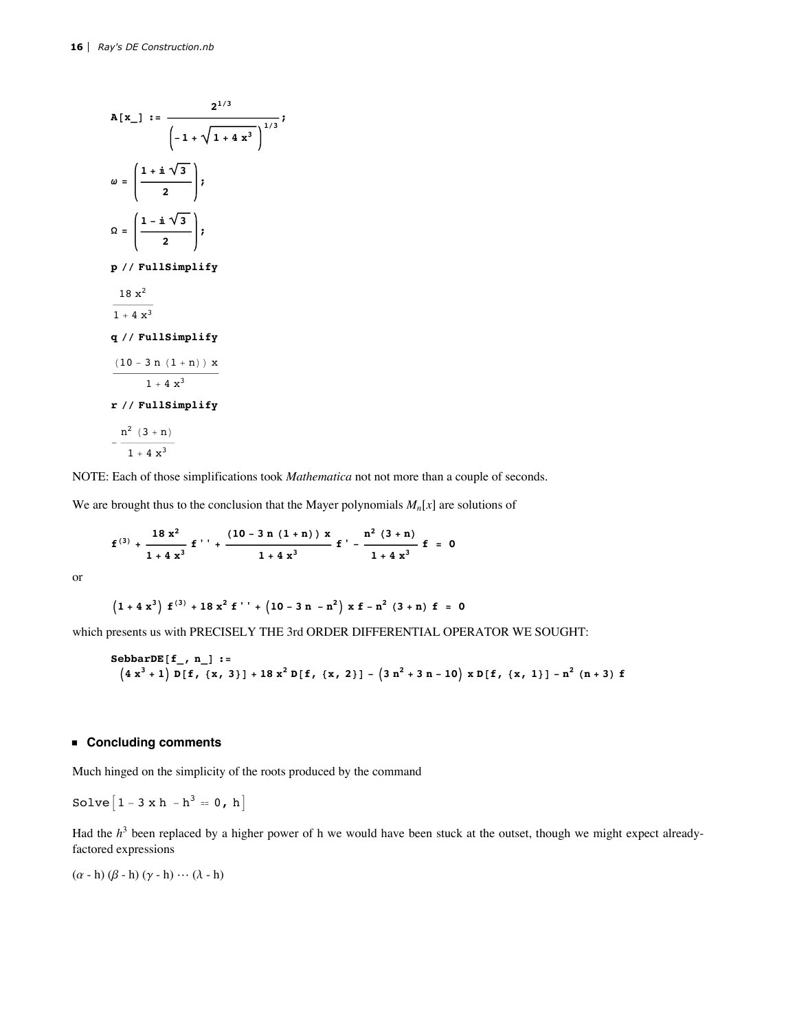```
A[x_] := 2^(1/3) / (-1 + Sqrt[1 + 4 x^3])^(1/3);

ω = ((1 + i Sqrt[3])/2);

Ω = ((1 - i Sqrt[3])/2);

p // FullSimplify
```

$$\frac{18\,x^2}{1+4\,x^3}$$

```
q // FullSimplify
```

$$\frac{(10-3\,n\,(1+n))\,x}{1+4\,x^3}$$

```
r // FullSimplify
```

$$-\frac{n^2\,(3+n)}{1+4\,x^3}$$

NOTE: Each of those simplifications took *Mathematica* not not more than a couple of seconds.

We are brought thus to the conclusion that the Mayer polynomials $M_n[x]$ are solutions of

$$\mathbf{f}^{(3)} + \frac{18\,x^2}{1+4\,x^3}\,\mathbf{f}'' + \frac{(10-3\,n\,(1+n))\,x}{1+4\,x^3}\,\mathbf{f}' - \frac{n^2\,(3+n)}{1+4\,x^3}\,\mathbf{f} = 0$$

or

$$\left(1+4\,x^3\right)\mathbf{f}^{(3)} + 18\,x^2\,\mathbf{f}'' + \left(10-3\,n-n^2\right)x\,\mathbf{f} - n^2\,(3+n)\,\mathbf{f} = 0$$

which presents us with PRECISELY THE 3rd ORDER DIFFERENTIAL OPERATOR WE SOUGHT:

```
SebbarDE[f_, n_] :=
  (4 x^3 + 1) D[f, {x, 3}] + 18 x^2 D[f, {x, 2}] - (3 n^2 + 3 n - 10) x D[f, {x, 1}] - n^2 (n + 3) f
```

## Concluding comments

Much hinged on the simplicity of the roots produced by the command

```
Solve[1 - 3 x h - h^3 == 0, h]
```

Had the $h^3$ been replaced by a higher power of h we would have been stuck at the outset, though we might expect already-factored expressions

$(\alpha - h)\,(\beta - h)\,(\gamma - h)\cdots(\lambda - h)$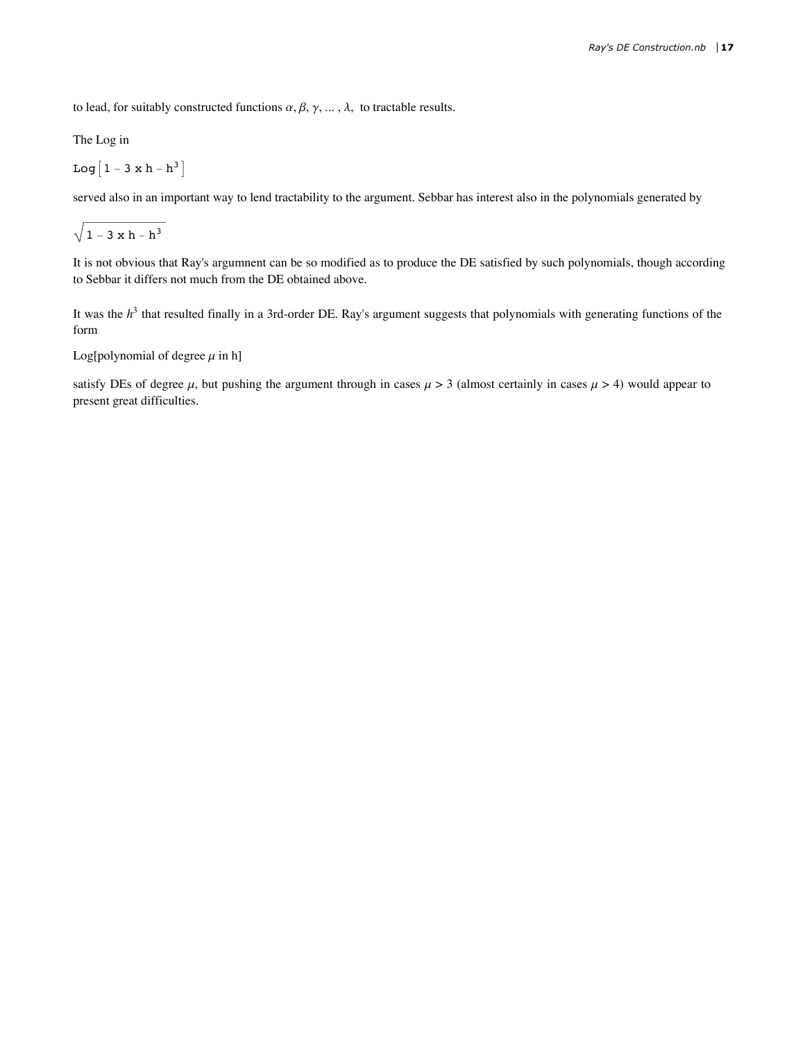to lead, for suitably constructed functions $\alpha, \beta, \gamma, \ldots, \lambda$, to tractable results.

The Log in

$$\text{Log}\left[1 - 3\,x\,h - h^3\right]$$

served also in an important way to lend tractability to the argument. Sebbar has interest also in the polynomials generated by

$$\sqrt{1 - 3\,x\,h - h^3}$$

It is not obvious that Ray's argumnent can be so modified as to produce the DE satisfied by such polynomials, though according to Sebbar it differs not much from the DE obtained above.

It was the $h^3$ that resulted finally in a 3rd-order DE. Ray's argument suggests that polynomials with generating functions of the form

Log[polynomial of degree $\mu$ in h]

satisfy DEs of degree $\mu$, but pushing the argument through in cases $\mu > 3$ (almost certainly in cases $\mu > 4$) would appear to present great difficulties.